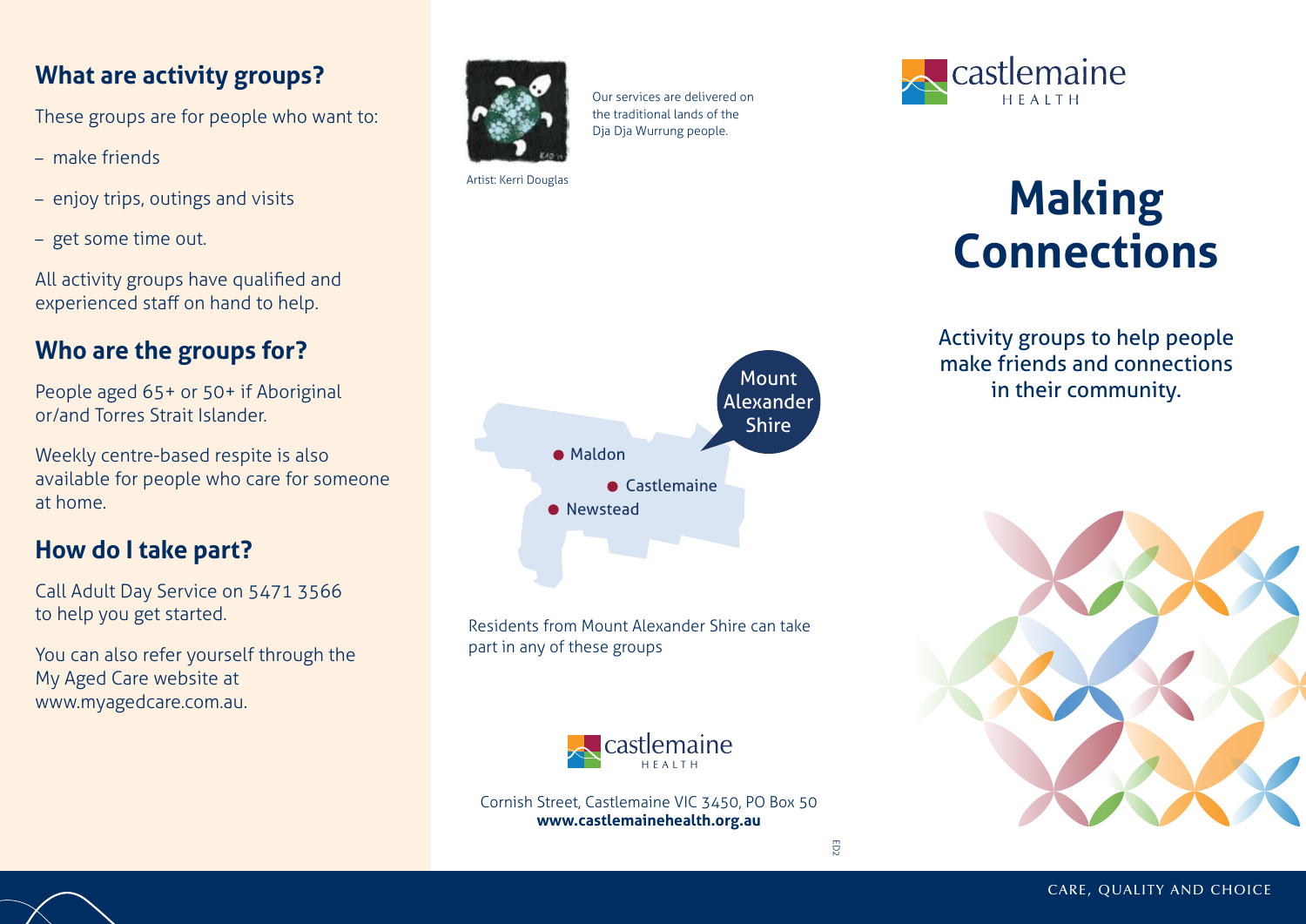## What are activity groups?

These groups are for people who want to:

- make friends
- enjoy trips, outings and visits
- get some time out.

All activity groups have qualified and experienced staff on hand to help.

## Who are the groups for?

People aged 65+ or 50+ if Aboriginal or/and Torres Strait Islander.

Weekly centre-based respite is also available for people who care for someone at home.

## How do I take part?

Call Adult Day Service on 5471 3566 to help you get started.

You can also refer yourself through the My Aged Care website at www.myagedcare.com.au.

Artist: Kerri Douglas

Our services are delivered on the traditional lands of the Dja Dja Wurrung people.

Mount Alexander Shire

- Maldon
- Castlemaine
- Newstead

Residents from Mount Alexander Shire can take part in any of these groups

castlemaine HEALTH

Cornish Street, Castlemaine VIC 3450, PO Box 50
**www.castlemainehealth.org.au**

ED2

castlemaine HEALTH

# Making Connections

Activity groups to help people make friends and connections in their community.

CARE, QUALITY AND CHOICE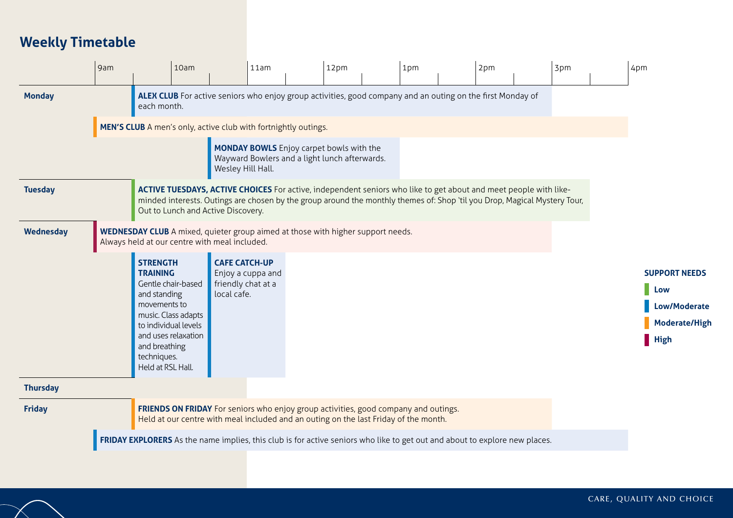## Weekly Timetable

9am | 10am | 11am | 12pm | 1pm | 2pm | 3pm | 4pm

**Monday**

**ALEX CLUB** For active seniors who enjoy group activities, good company and an outing on the first Monday of each month.

**MEN'S CLUB** A men's only, active club with fortnightly outings.

**MONDAY BOWLS** Enjoy carpet bowls with the Wayward Bowlers and a light lunch afterwards. Wesley Hill Hall.

**Tuesday**

**ACTIVE TUESDAYS, ACTIVE CHOICES** For active, independent seniors who like to get about and meet people with like-minded interests. Outings are chosen by the group around the monthly themes of: Shop 'til you Drop, Magical Mystery Tour, Out to Lunch and Active Discovery.

**Wednesday**

**WEDNESDAY CLUB** A mixed, quieter group aimed at those with higher support needs. Always held at our centre with meal included.

**STRENGTH TRAINING** Gentle chair-based and standing movements to music. Class adapts to individual levels and uses relaxation and breathing techniques. Held at RSL Hall.

**CAFE CATCH-UP** Enjoy a cuppa and friendly chat at a local cafe.

**Thursday**

**Friday**

**FRIENDS ON FRIDAY** For seniors who enjoy group activities, good company and outings. Held at our centre with meal included and an outing on the last Friday of the month.

**FRIDAY EXPLORERS** As the name implies, this club is for active seniors who like to get out and about to explore new places.

**SUPPORT NEEDS**

- Low
- Low/Moderate
- Moderate/High
- High

CARE, QUALITY AND CHOICE